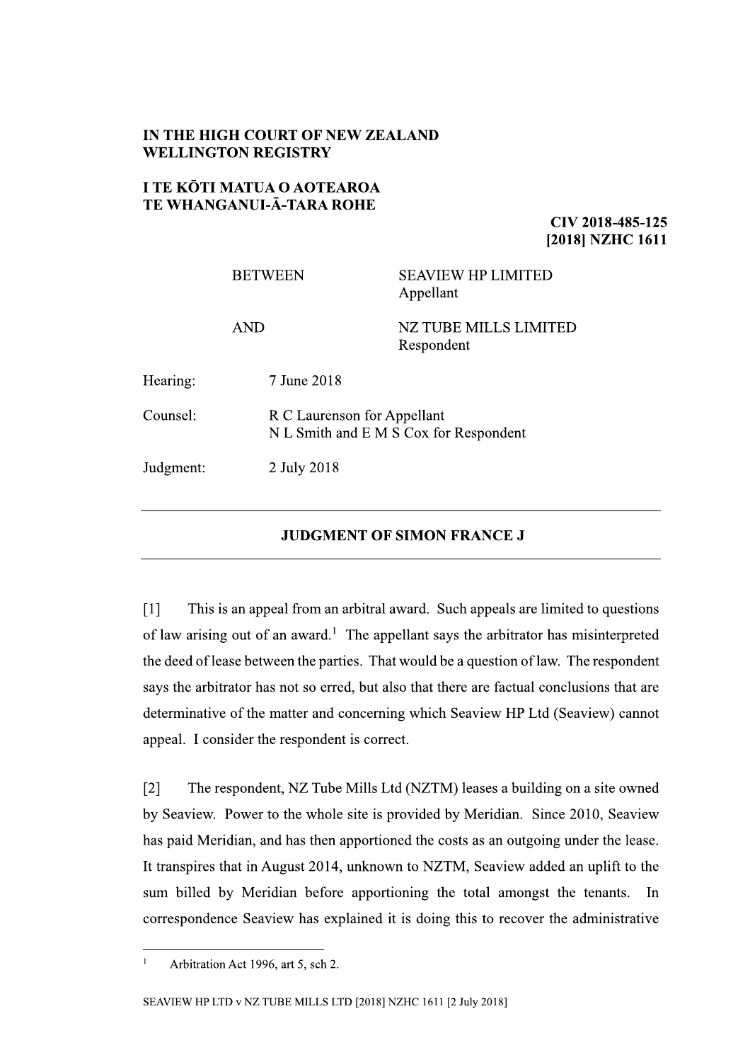**IN THE HIGH COURT OF NEW ZEALAND**
**WELLINGTON REGISTRY**

**I TE KŌTI MATUA O AOTEAROA**
**TE WHANGANUI-Ā-TARA ROHE**

**CIV 2018-485-125**
**[2018] NZHC 1611**

| | | |
|---|---|---|
| BETWEEN | | SEAVIEW HP LIMITED<br>Appellant |
| AND | | NZ TUBE MILLS LIMITED<br>Respondent |

Hearing: 7 June 2018

Counsel: R C Laurenson for Appellant
N L Smith and E M S Cox for Respondent

Judgment: 2 July 2018

---

**JUDGMENT OF SIMON FRANCE J**

---

[1] This is an appeal from an arbitral award. Such appeals are limited to questions of law arising out of an award.[1] The appellant says the arbitrator has misinterpreted the deed of lease between the parties. That would be a question of law. The respondent says the arbitrator has not so erred, but also that there are factual conclusions that are determinative of the matter and concerning which Seaview HP Ltd (Seaview) cannot appeal. I consider the respondent is correct.

[2] The respondent, NZ Tube Mills Ltd (NZTM) leases a building on a site owned by Seaview. Power to the whole site is provided by Meridian. Since 2010, Seaview has paid Meridian, and has then apportioned the costs as an outgoing under the lease. It transpires that in August 2014, unknown to NZTM, Seaview added an uplift to the sum billed by Meridian before apportioning the total amongst the tenants. In correspondence Seaview has explained it is doing this to recover the administrative

---

[1] Arbitration Act 1996, art 5, sch 2.

SEAVIEW HP LTD v NZ TUBE MILLS LTD [2018] NZHC 1611 [2 July 2018]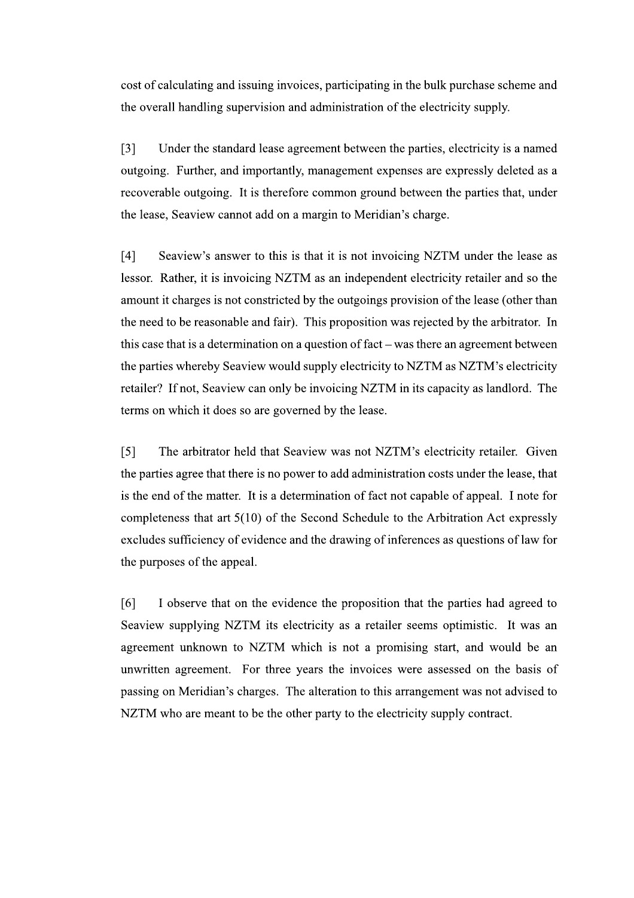cost of calculating and issuing invoices, participating in the bulk purchase scheme and the overall handling supervision and administration of the electricity supply.

[3] Under the standard lease agreement between the parties, electricity is a named outgoing. Further, and importantly, management expenses are expressly deleted as a recoverable outgoing. It is therefore common ground between the parties that, under the lease, Seaview cannot add on a margin to Meridian's charge.

[4] Seaview's answer to this is that it is not invoicing NZTM under the lease as lessor. Rather, it is invoicing NZTM as an independent electricity retailer and so the amount it charges is not constricted by the outgoings provision of the lease (other than the need to be reasonable and fair). This proposition was rejected by the arbitrator. In this case that is a determination on a question of fact – was there an agreement between the parties whereby Seaview would supply electricity to NZTM as NZTM's electricity retailer? If not, Seaview can only be invoicing NZTM in its capacity as landlord. The terms on which it does so are governed by the lease.

[5] The arbitrator held that Seaview was not NZTM's electricity retailer. Given the parties agree that there is no power to add administration costs under the lease, that is the end of the matter. It is a determination of fact not capable of appeal. I note for completeness that art 5(10) of the Second Schedule to the Arbitration Act expressly excludes sufficiency of evidence and the drawing of inferences as questions of law for the purposes of the appeal.

[6] I observe that on the evidence the proposition that the parties had agreed to Seaview supplying NZTM its electricity as a retailer seems optimistic. It was an agreement unknown to NZTM which is not a promising start, and would be an unwritten agreement. For three years the invoices were assessed on the basis of passing on Meridian's charges. The alteration to this arrangement was not advised to NZTM who are meant to be the other party to the electricity supply contract.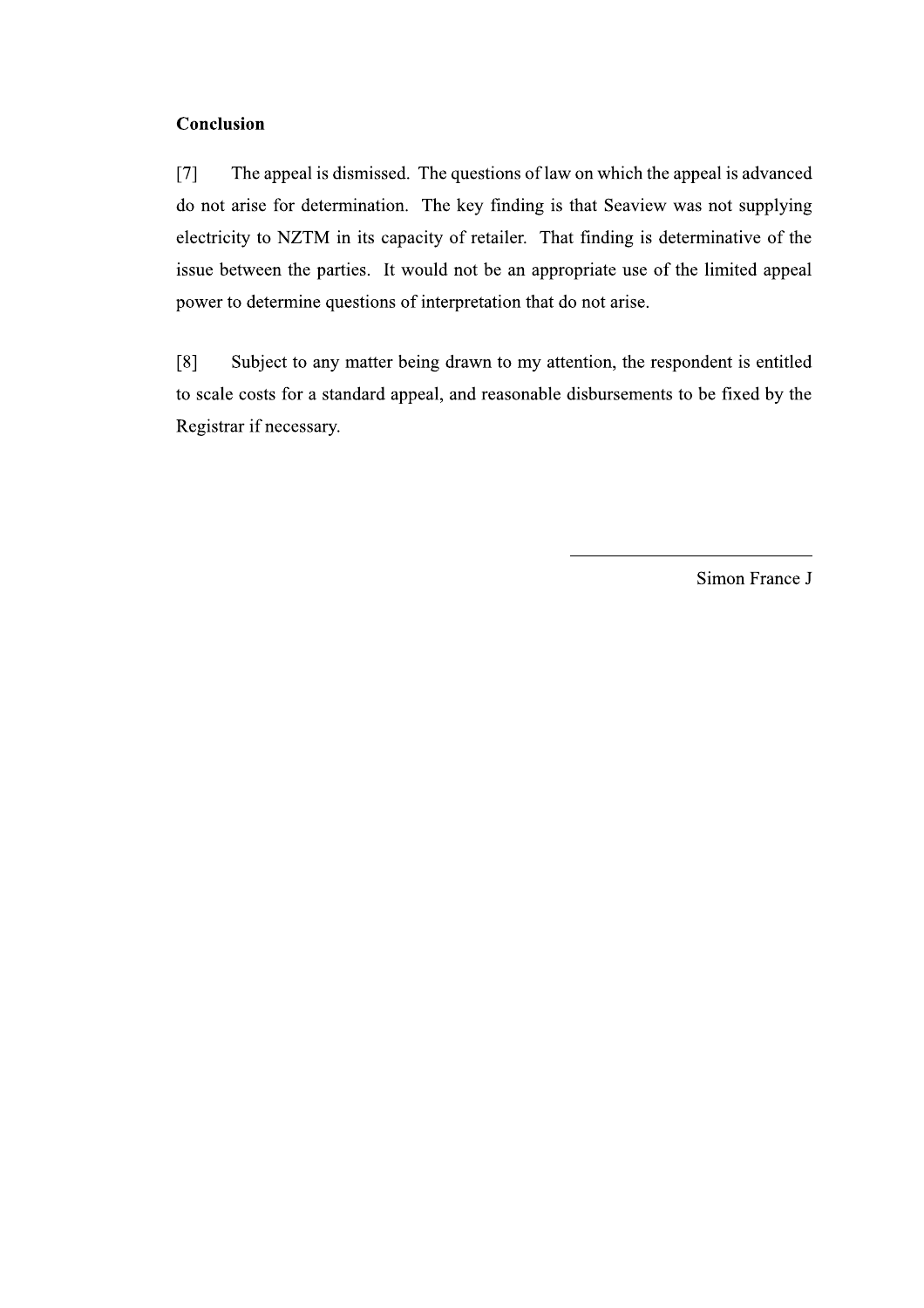## Conclusion

[7] The appeal is dismissed. The questions of law on which the appeal is advanced do not arise for determination. The key finding is that Seaview was not supplying electricity to NZTM in its capacity of retailer. That finding is determinative of the issue between the parties. It would not be an appropriate use of the limited appeal power to determine questions of interpretation that do not arise.

[8] Subject to any matter being drawn to my attention, the respondent is entitled to scale costs for a standard appeal, and reasonable disbursements to be fixed by the Registrar if necessary.

Simon France J